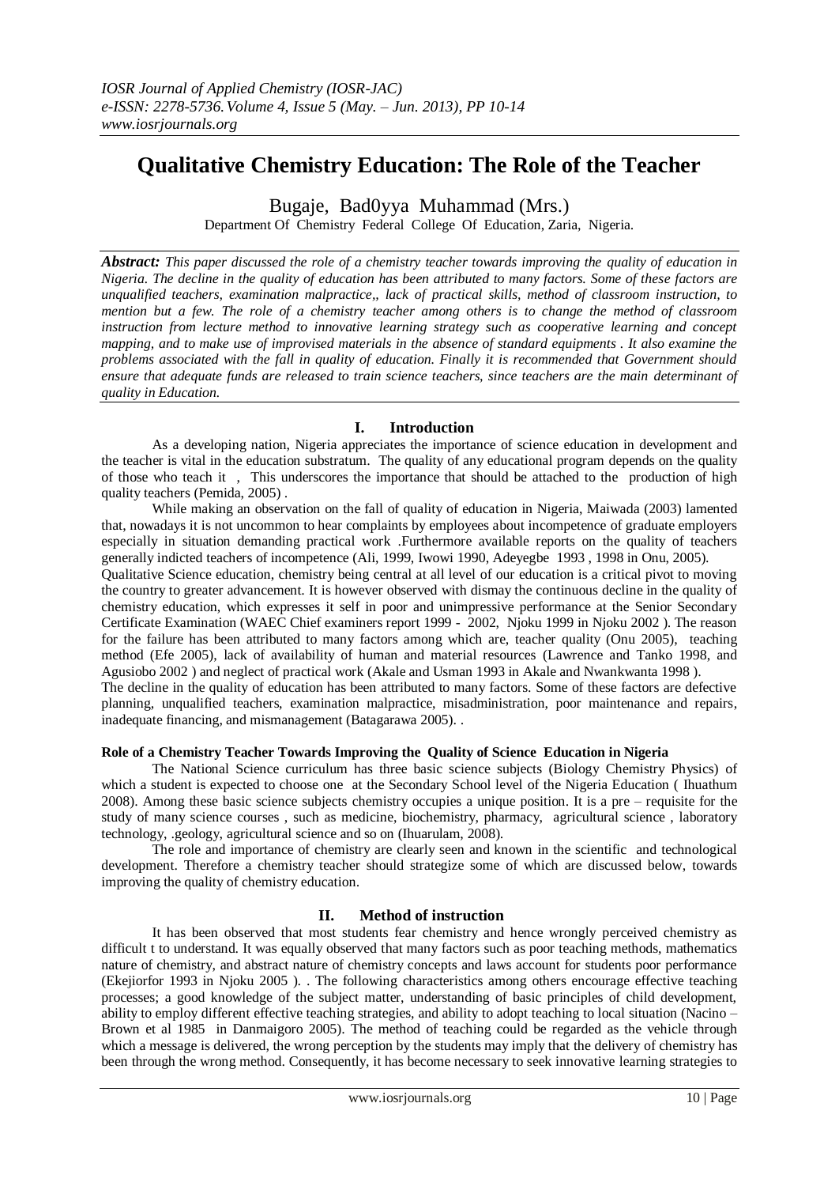# Qualitative Chemistry Education: The Role of the Teacher

Bugaje, Bad0yya Muhammad (Mrs.)

Department Of Chemistry Federal College Of Education, Zaria, Nigeria.

***Abstract:*** *This paper discussed the role of a chemistry teacher towards improving the quality of education in Nigeria. The decline in the quality of education has been attributed to many factors. Some of these factors are unqualified teachers, examination malpractice,, lack of practical skills, method of classroom instruction, to mention but a few. The role of a chemistry teacher among others is to change the method of classroom instruction from lecture method to innovative learning strategy such as cooperative learning and concept mapping, and to make use of improvised materials in the absence of standard equipments . It also examine the problems associated with the fall in quality of education. Finally it is recommended that Government should ensure that adequate funds are released to train science teachers, since teachers are the main determinant of quality in Education.*

## I. Introduction

As a developing nation, Nigeria appreciates the importance of science education in development and the teacher is vital in the education substratum. The quality of any educational program depends on the quality of those who teach it , This underscores the importance that should be attached to the production of high quality teachers (Pemida, 2005) .

While making an observation on the fall of quality of education in Nigeria, Maiwada (2003) lamented that, nowadays it is not uncommon to hear complaints by employees about incompetence of graduate employers especially in situation demanding practical work .Furthermore available reports on the quality of teachers generally indicted teachers of incompetence (Ali, 1999, Iwowi 1990, Adeyegbe 1993 , 1998 in Onu, 2005).

Qualitative Science education, chemistry being central at all level of our education is a critical pivot to moving the country to greater advancement. It is however observed with dismay the continuous decline in the quality of chemistry education, which expresses it self in poor and unimpressive performance at the Senior Secondary Certificate Examination (WAEC Chief examiners report 1999 - 2002, Njoku 1999 in Njoku 2002 ). The reason for the failure has been attributed to many factors among which are, teacher quality (Onu 2005), teaching method (Efe 2005), lack of availability of human and material resources (Lawrence and Tanko 1998, and Agusiobo 2002 ) and neglect of practical work (Akale and Usman 1993 in Akale and Nwankwanta 1998 ).

The decline in the quality of education has been attributed to many factors. Some of these factors are defective planning, unqualified teachers, examination malpractice, misadministration, poor maintenance and repairs, inadequate financing, and mismanagement (Batagarawa 2005). .

### Role of a Chemistry Teacher Towards Improving the Quality of Science Education in Nigeria

The National Science curriculum has three basic science subjects (Biology Chemistry Physics) of which a student is expected to choose one at the Secondary School level of the Nigeria Education ( Ihuathum 2008). Among these basic science subjects chemistry occupies a unique position. It is a pre – requisite for the study of many science courses , such as medicine, biochemistry, pharmacy, agricultural science , laboratory technology, .geology, agricultural science and so on (Ihuarulam, 2008).

The role and importance of chemistry are clearly seen and known in the scientific and technological development. Therefore a chemistry teacher should strategize some of which are discussed below, towards improving the quality of chemistry education.

## II. Method of instruction

It has been observed that most students fear chemistry and hence wrongly perceived chemistry as difficult t to understand. It was equally observed that many factors such as poor teaching methods, mathematics nature of chemistry, and abstract nature of chemistry concepts and laws account for students poor performance (Ekejiorfor 1993 in Njoku 2005 ). . The following characteristics among others encourage effective teaching processes; a good knowledge of the subject matter, understanding of basic principles of child development, ability to employ different effective teaching strategies, and ability to adopt teaching to local situation (Nacino – Brown et al 1985 in Danmaigoro 2005). The method of teaching could be regarded as the vehicle through which a message is delivered, the wrong perception by the students may imply that the delivery of chemistry has been through the wrong method. Consequently, it has become necessary to seek innovative learning strategies to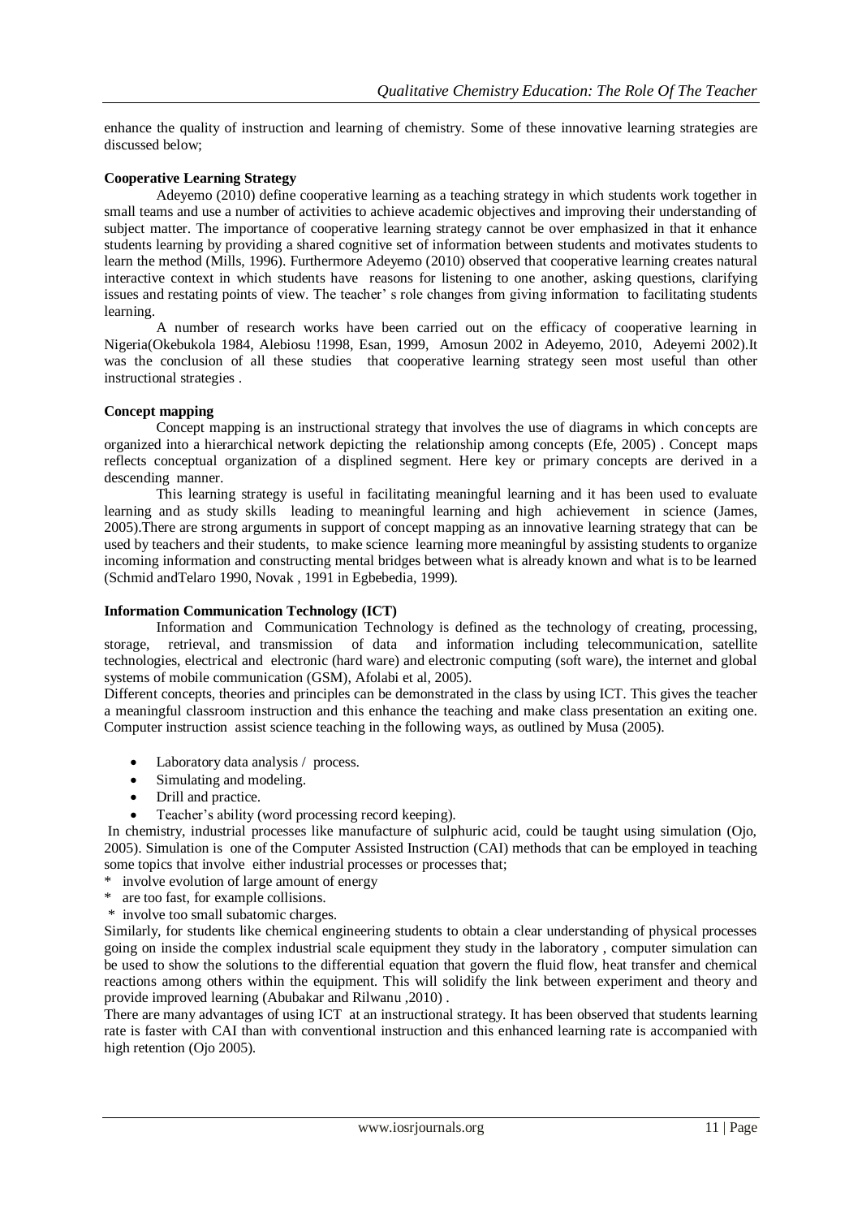enhance the quality of instruction and learning of chemistry. Some of these innovative learning strategies are discussed below;

**Cooperative Learning Strategy**

Adeyemo (2010) define cooperative learning as a teaching strategy in which students work together in small teams and use a number of activities to achieve academic objectives and improving their understanding of subject matter. The importance of cooperative learning strategy cannot be over emphasized in that it enhance students learning by providing a shared cognitive set of information between students and motivates students to learn the method (Mills, 1996). Furthermore Adeyemo (2010) observed that cooperative learning creates natural interactive context in which students have reasons for listening to one another, asking questions, clarifying issues and restating points of view. The teacher' s role changes from giving information to facilitating students learning.

A number of research works have been carried out on the efficacy of cooperative learning in Nigeria(Okebukola 1984, Alebiosu !1998, Esan, 1999, Amosun 2002 in Adeyemo, 2010, Adeyemi 2002).It was the conclusion of all these studies that cooperative learning strategy seen most useful than other instructional strategies .

**Concept mapping**

Concept mapping is an instructional strategy that involves the use of diagrams in which concepts are organized into a hierarchical network depicting the relationship among concepts (Efe, 2005) . Concept maps reflects conceptual organization of a displined segment. Here key or primary concepts are derived in a descending manner.

This learning strategy is useful in facilitating meaningful learning and it has been used to evaluate learning and as study skills leading to meaningful learning and high achievement in science (James, 2005).There are strong arguments in support of concept mapping as an innovative learning strategy that can be used by teachers and their students, to make science learning more meaningful by assisting students to organize incoming information and constructing mental bridges between what is already known and what is to be learned (Schmid andTelaro 1990, Novak , 1991 in Egbebedia, 1999).

**Information Communication Technology (ICT)**

Information and Communication Technology is defined as the technology of creating, processing, storage, retrieval, and transmission of data and information including telecommunication, satellite technologies, electrical and electronic (hard ware) and electronic computing (soft ware), the internet and global systems of mobile communication (GSM), Afolabi et al, 2005).

Different concepts, theories and principles can be demonstrated in the class by using ICT. This gives the teacher a meaningful classroom instruction and this enhance the teaching and make class presentation an exiting one. Computer instruction assist science teaching in the following ways, as outlined by Musa (2005).

- Laboratory data analysis / process.
- Simulating and modeling.
- Drill and practice.
- Teacher's ability (word processing record keeping).

In chemistry, industrial processes like manufacture of sulphuric acid, could be taught using simulation (Ojo, 2005). Simulation is one of the Computer Assisted Instruction (CAI) methods that can be employed in teaching some topics that involve either industrial processes or processes that;

* involve evolution of large amount of energy
* are too fast, for example collisions.
* involve too small subatomic charges.

Similarly, for students like chemical engineering students to obtain a clear understanding of physical processes going on inside the complex industrial scale equipment they study in the laboratory , computer simulation can be used to show the solutions to the differential equation that govern the fluid flow, heat transfer and chemical reactions among others within the equipment. This will solidify the link between experiment and theory and provide improved learning (Abubakar and Rilwanu ,2010) .

There are many advantages of using ICT at an instructional strategy. It has been observed that students learning rate is faster with CAI than with conventional instruction and this enhanced learning rate is accompanied with high retention (Ojo 2005).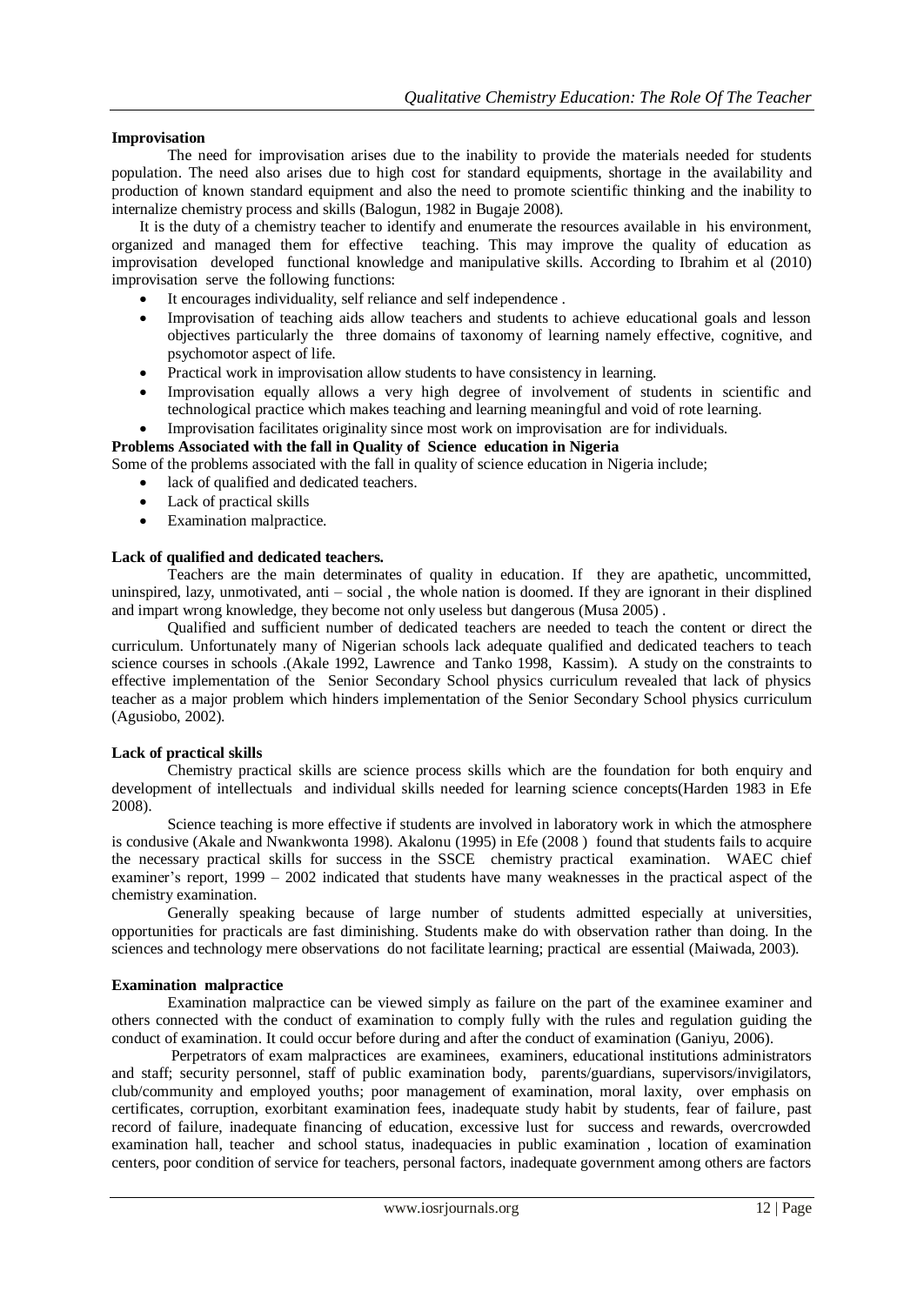**Improvisation**

The need for improvisation arises due to the inability to provide the materials needed for students population. The need also arises due to high cost for standard equipments, shortage in the availability and production of known standard equipment and also the need to promote scientific thinking and the inability to internalize chemistry process and skills (Balogun, 1982 in Bugaje 2008).

It is the duty of a chemistry teacher to identify and enumerate the resources available in his environment, organized and managed them for effective teaching. This may improve the quality of education as improvisation developed functional knowledge and manipulative skills. According to Ibrahim et al (2010) improvisation serve the following functions:

- It encourages individuality, self reliance and self independence .
- Improvisation of teaching aids allow teachers and students to achieve educational goals and lesson objectives particularly the three domains of taxonomy of learning namely effective, cognitive, and psychomotor aspect of life.
- Practical work in improvisation allow students to have consistency in learning.
- Improvisation equally allows a very high degree of involvement of students in scientific and technological practice which makes teaching and learning meaningful and void of rote learning.
- Improvisation facilitates originality since most work on improvisation are for individuals.

**Problems Associated with the fall in Quality of Science education in Nigeria**

Some of the problems associated with the fall in quality of science education in Nigeria include;

- lack of qualified and dedicated teachers.
- Lack of practical skills
- Examination malpractice.

**Lack of qualified and dedicated teachers.**

Teachers are the main determinates of quality in education. If they are apathetic, uncommitted, uninspired, lazy, unmotivated, anti – social , the whole nation is doomed. If they are ignorant in their displined and impart wrong knowledge, they become not only useless but dangerous (Musa 2005) .

Qualified and sufficient number of dedicated teachers are needed to teach the content or direct the curriculum. Unfortunately many of Nigerian schools lack adequate qualified and dedicated teachers to teach science courses in schools .(Akale 1992, Lawrence and Tanko 1998, Kassim). A study on the constraints to effective implementation of the Senior Secondary School physics curriculum revealed that lack of physics teacher as a major problem which hinders implementation of the Senior Secondary School physics curriculum (Agusiobo, 2002).

**Lack of practical skills**

Chemistry practical skills are science process skills which are the foundation for both enquiry and development of intellectuals and individual skills needed for learning science concepts(Harden 1983 in Efe 2008).

Science teaching is more effective if students are involved in laboratory work in which the atmosphere is condusive (Akale and Nwankwonta 1998). Akalonu (1995) in Efe (2008 ) found that students fails to acquire the necessary practical skills for success in the SSCE chemistry practical examination. WAEC chief examiner's report, 1999 – 2002 indicated that students have many weaknesses in the practical aspect of the chemistry examination.

Generally speaking because of large number of students admitted especially at universities, opportunities for practicals are fast diminishing. Students make do with observation rather than doing. In the sciences and technology mere observations do not facilitate learning; practical are essential (Maiwada, 2003).

**Examination malpractice**

Examination malpractice can be viewed simply as failure on the part of the examinee examiner and others connected with the conduct of examination to comply fully with the rules and regulation guiding the conduct of examination. It could occur before during and after the conduct of examination (Ganiyu, 2006).

Perpetrators of exam malpractices are examinees, examiners, educational institutions administrators and staff; security personnel, staff of public examination body, parents/guardians, supervisors/invigilators, club/community and employed youths; poor management of examination, moral laxity, over emphasis on certificates, corruption, exorbitant examination fees, inadequate study habit by students, fear of failure, past record of failure, inadequate financing of education, excessive lust for success and rewards, overcrowded examination hall, teacher and school status, inadequacies in public examination , location of examination centers, poor condition of service for teachers, personal factors, inadequate government among others are factors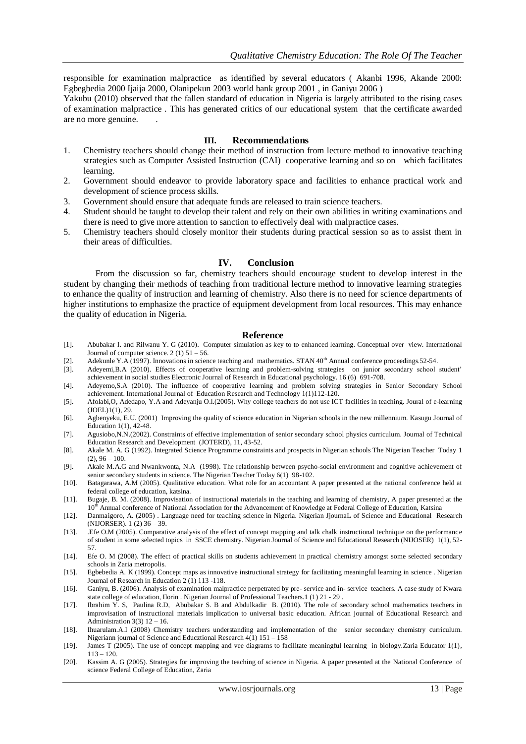responsible for examination malpractice as identified by several educators ( Akanbi 1996, Akande 2000: Egbegbedia 2000 Ijaija 2000, Olanipekun 2003 world bank group 2001 , in Ganiyu 2006 )

Yakubu (2010) observed that the fallen standard of education in Nigeria is largely attributed to the rising cases of examination malpractice . This has generated critics of our educational system that the certificate awarded are no more genuine. .

## III. Recommendations

1. Chemistry teachers should change their method of instruction from lecture method to innovative teaching strategies such as Computer Assisted Instruction (CAI) cooperative learning and so on which facilitates learning.
2. Government should endeavor to provide laboratory space and facilities to enhance practical work and development of science process skills.
3. Government should ensure that adequate funds are released to train science teachers.
4. Student should be taught to develop their talent and rely on their own abilities in writing examinations and there is need to give more attention to sanction to effectively deal with malpractice cases.
5. Chemistry teachers should closely monitor their students during practical session so as to assist them in their areas of difficulties.

## IV. Conclusion

From the discussion so far, chemistry teachers should encourage student to develop interest in the student by changing their methods of teaching from traditional lecture method to innovative learning strategies to enhance the quality of instruction and learning of chemistry. Also there is no need for science departments of higher institutions to emphasize the practice of equipment development from local resources. This may enhance the quality of education in Nigeria.

## Reference

[1]. Abubakar I. and Rilwanu Y. G (2010). Computer simulation as key to to enhanced learning. Conceptual over view. International Journal of computer science. 2 (1) 51 – 56.

[2]. Adekunle Y.A (1997). Innovations in science teaching and mathematics. STAN 40th Annual conference proceedings.52-54.

[3]. Adeyemi,B.A (2010). Effects of cooperative learning and problem-solving strategies on junior secondary school student' achievement in social studies Electronic Journal of Research in Educational psychology. 16 (6) 691-708.

[4]. Adeyemo,S.A (2010). The influence of cooperative learning and problem solving strategies in Senior Secondary School achievement. International Journal of Education Research and Technology 1(1)112-120.

[5]. Afolabi,O, Adedapo, Y.A and Adeyanju O.l.(2005). Why college teachers do not use ICT facilities in teaching. Joural of e-learning (JOEL)1(1), 29.

[6]. Agbenyeku, E.U. (2001) Improving the quality of science education in Nigerian schools in the new millennium. Kasugu Journal of Education 1(1), 42-48.

[7]. Agusiobo,N.N.(2002). Constraints of effective implementation of senior secondary school physics curriculum. Journal of Technical Education Research and Development (JOTERD), 11, 43-52.

[8]. Akale M. A. G (1992). Integrated Science Programme constraints and prospects in Nigerian schools The Nigerian Teacher Today 1 (2), 96 – 100.

[9]. Akale M.A.G and Nwankwonta, N.A (1998). The relationship between psycho-social environment and cognitive achievement of senior secondary students in science. The Nigerian Teacher Today 6(1) 98-102.

[10]. Batagarawa, A.M (2005). Qualitative education. What role for an accountant A paper presented at the national conference held at federal college of education, katsina.

[11]. Bugaje, B. M. (2008). Improvisation of instructional materials in the teaching and learning of chemistry, A paper presented at the 10th Annual conference of National Association for the Advancement of Knowledge at Federal College of Education, Katsina

[12]. Danmaigoro, A. (2005) . Language need for teaching science in Nigeria. Nigerian JjournaL of Science and Educational Research (NIJORSER). 1 (2) 36 – 39.

[13]. .Efe O.M (2005). Comparative analysis of the effect of concept mapping and talk chalk instructional technique on the performance of student in some selected topics in SSCE chemistry. Nigerian Journal of Science and Educational Research (NIJOSER) 1(1), 52-57.

[14]. Efe O. M (2008). The effect of practical skills on students achievement in practical chemistry amongst some selected secondary schools in Zaria metropolis.

[15]. Egbebedia A. K (1999). Concept maps as innovative instructional strategy for facilitating meaningful learning in science . Nigerian Journal of Research in Education 2 (1) 113 -118.

[16]. Ganiyu, B. (2006). Analysis of examination malpractice perpetrated by pre- service and in- service teachers. A case study of Kwara state college of education, Ilorin . Nigerian Journal of Professional Teachers.1 (1) 21 - 29 .

[17]. Ibrahim Y. S, Paulina R.D, Abubakar S. B and Abdulkadir B. (2010). The role of secondary school mathematics teachers in improvisation of instructional materials implication to universal basic education. African journal of Educational Research and Administration 3(3) 12 – 16.

[18]. Ihuarulam.A.I (2008) Chemistry teachers understanding and implementation of the senior secondary chemistry curriculum. Nigeriann journal of Science and Educztional Research 4(1) 151 – 158

[19]. James T (2005). The use of concept mapping and vee diagrams to facilitate meaningful learning in biology.Zaria Educator 1(1), 113 – 120.

[20]. Kassim A. G (2005). Strategies for improving the teaching of science in Nigeria. A paper presented at the National Conference of science Federal College of Education, Zaria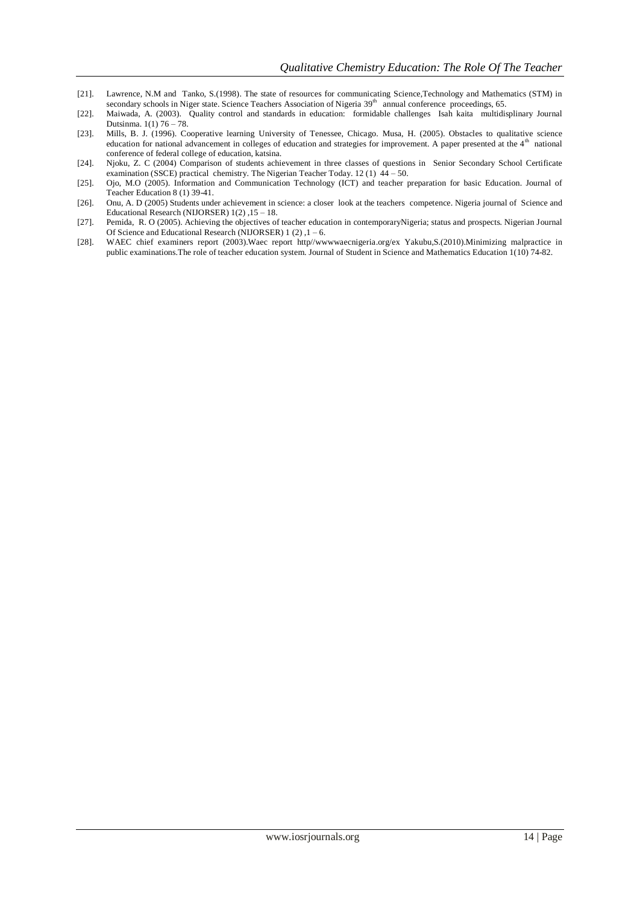[21]. Lawrence, N.M and Tanko, S.(1998). The state of resources for communicating Science,Technology and Mathematics (STM) in secondary schools in Niger state. Science Teachers Association of Nigeria 39th annual conference proceedings, 65.

[22]. Maiwada, A. (2003). Quality control and standards in education: formidable challenges Isah kaita multidisplinary Journal Dutsinma. 1(1) 76 – 78.

[23]. Mills, B. J. (1996). Cooperative learning University of Tenessee, Chicago. Musa, H. (2005). Obstacles to qualitative science education for national advancement in colleges of education and strategies for improvement. A paper presented at the 4th national conference of federal college of education, katsina.

[24]. Njoku, Z. C (2004) Comparison of students achievement in three classes of questions in Senior Secondary School Certificate examination (SSCE) practical chemistry. The Nigerian Teacher Today. 12 (1) 44 – 50.

[25]. Ojo, M.O (2005). Information and Communication Technology (ICT) and teacher preparation for basic Education. Journal of Teacher Education 8 (1) 39-41.

[26]. Onu, A. D (2005) Students under achievement in science: a closer look at the teachers competence. Nigeria journal of Science and Educational Research (NIJORSER) 1(2) ,15 – 18.

[27]. Pemida, R. O (2005). Achieving the objectives of teacher education in contemporaryNigeria; status and prospects. Nigerian Journal Of Science and Educational Research (NIJORSER) 1 (2) ,1 – 6.

[28]. WAEC chief examiners report (2003).Waec report http//wwwwaecnigeria.org/ex Yakubu,S.(2010).Minimizing malpractice in public examinations.The role of teacher education system. Journal of Student in Science and Mathematics Education 1(10) 74-82.